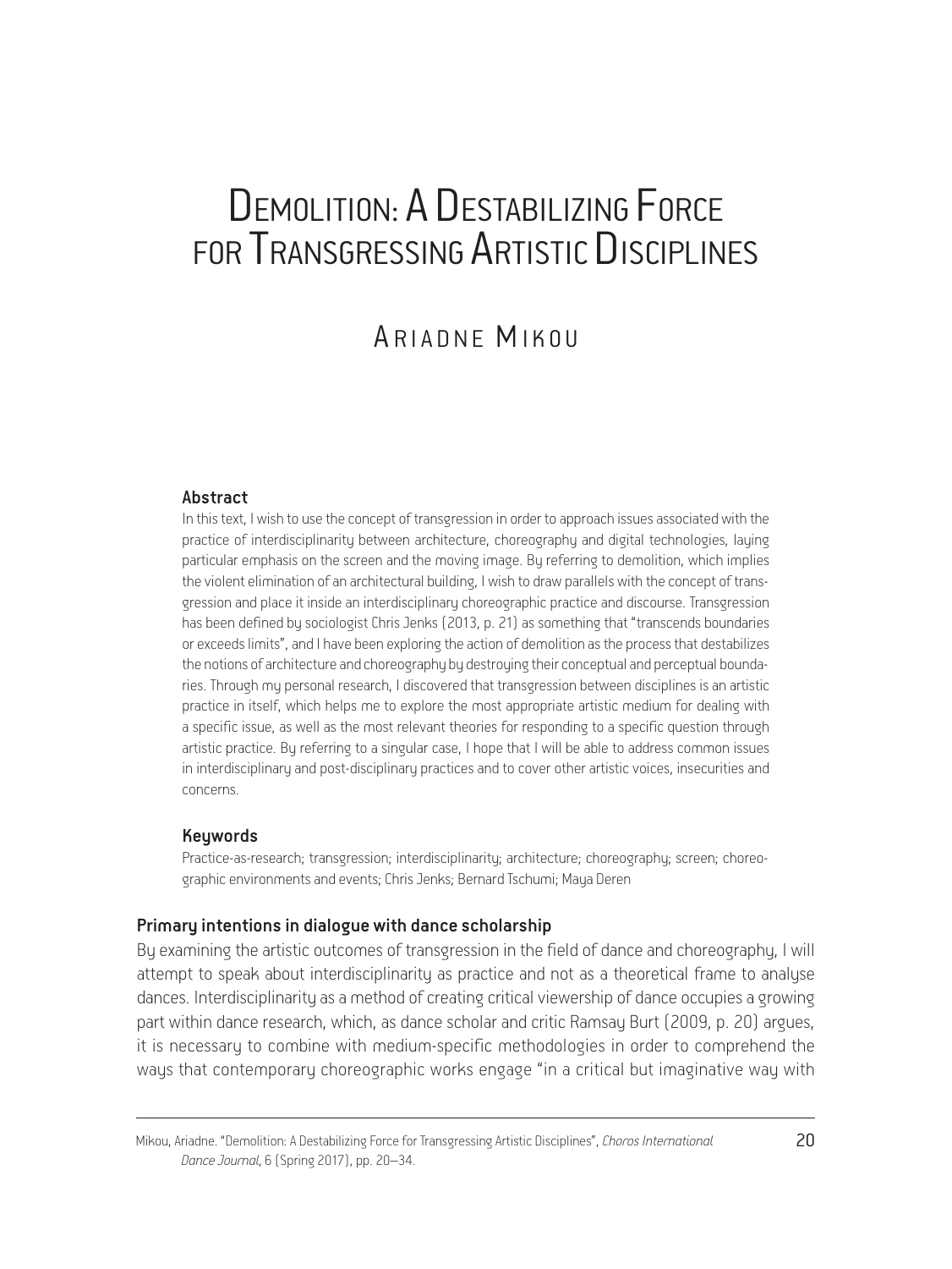# Demolition: A Destabilizing Force for Transgressing Artistic Disciplines

## Ariadne Mikou

### Abstract

In this text, I wish to use the concept of transgression in order to approach issues associated with the practice of interdisciplinarity between architecture, choreography and digital technologies, laying particular emphasis on the screen and the moving image. By referring to demolition, which implies the violent elimination of an architectural building, I wish to draw parallels with the concept of transgression and place it inside an interdisciplinary choreographic practice and discourse. Transgression has been defined by sociologist Chris Jenks (2013, p. 21) as something that "transcends boundaries or exceeds limits", and I have been exploring the action of demolition as the process that destabilizes the notions of architecture and choreography by destroying their conceptual and perceptual boundaries. Through my personal research, I discovered that transgression between disciplines is an artistic practice in itself, which helps me to explore the most appropriate artistic medium for dealing with a specific issue, as well as the most relevant theories for responding to a specific question through artistic practice. By referring to a singular case, I hope that I will be able to address common issues in interdisciplinary and post-disciplinary practices and to cover other artistic voices, insecurities and concerns.

### Keywords

Practice-as-research; transgression; interdisciplinarity; architecture; choreography; screen; choreographic environments and events; Chris Jenks; Bernard Tschumi; Maya Deren

### Primary intentions in dialogue with dance scholarship

By examining the artistic outcomes of transgression in the field of dance and choreography, I will attempt to speak about interdisciplinarity as practice and not as a theoretical frame to analyse dances. Interdisciplinarity as a method of creating critical viewership of dance occupies a growing part within dance research, which, as dance scholar and critic Ramsay Burt (2009, p. 20) argues, it is necessary to combine with medium-specific methodologies in order to comprehend the ways that contemporary choreographic works engage "in a critical but imaginative way with

Mikou, Ariadne. "Demolition: A Destabilizing Force for Transgressing Artistic Disciplines", *Choros International Dance Journal*, 6 (Spring 2017), pp. 20–34.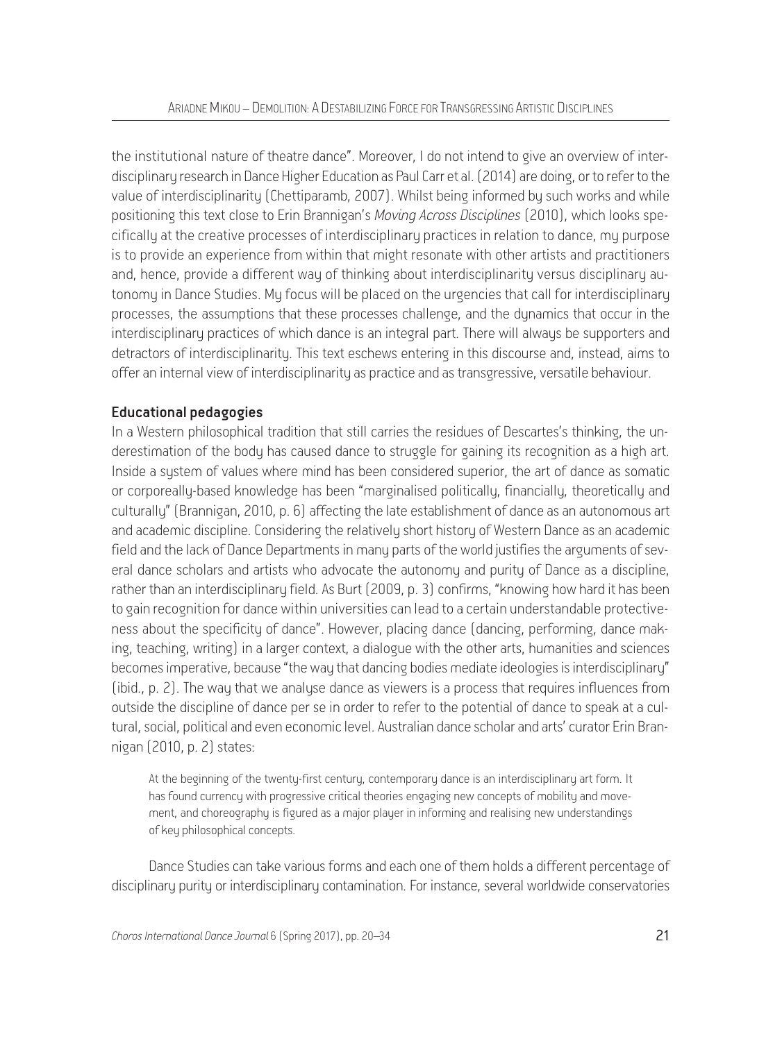the institutional nature of theatre dance". Moreover, I do not intend to give an overview of interdisciplinary research in Dance Higher Education as Paul Carr et al. (2014) are doing, or to refer to the value of interdisciplinarity (Chettiparamb, 2007). Whilst being informed by such works and while positioning this text close to Erin Brannigan's *Moving Across Disciplines* (2010), which looks specifically at the creative processes of interdisciplinary practices in relation to dance, my purpose is to provide an experience from within that might resonate with other artists and practitioners and, hence, provide a different way of thinking about interdisciplinarity versus disciplinary autonomy in Dance Studies. My focus will be placed on the urgencies that call for interdisciplinary processes, the assumptions that these processes challenge, and the dynamics that occur in the interdisciplinary practices of which dance is an integral part. There will always be supporters and detractors of interdisciplinarity. This text eschews entering in this discourse and, instead, aims to offer an internal view of interdisciplinarity as practice and as transgressive, versatile behaviour.

## Educational pedagogies

In a Western philosophical tradition that still carries the residues of Descartes's thinking, the underestimation of the body has caused dance to struggle for gaining its recognition as a high art. Inside a system of values where mind has been considered superior, the art of dance as somatic or corporeally-based knowledge has been "marginalised politically, financially, theoretically and culturally" (Brannigan, 2010, p. 6) affecting the late establishment of dance as an autonomous art and academic discipline. Considering the relatively short history of Western Dance as an academic field and the lack of Dance Departments in many parts of the world justifies the arguments of several dance scholars and artists who advocate the autonomy and purity of Dance as a discipline, rather than an interdisciplinary field. As Burt (2009, p. 3) confirms, "knowing how hard it has been to gain recognition for dance within universities can lead to a certain understandable protectiveness about the specificity of dance". However, placing dance (dancing, performing, dance making, teaching, writing) in a larger context, a dialogue with the other arts, humanities and sciences becomes imperative, because "the way that dancing bodies mediate ideologies is interdisciplinary" (ibid., p. 2). The way that we analyse dance as viewers is a process that requires influences from outside the discipline of dance per se in order to refer to the potential of dance to speak at a cultural, social, political and even economic level. Australian dance scholar and arts' curator Erin Brannigan (2010, p. 2) states:

> At the beginning of the twenty-first century, contemporary dance is an interdisciplinary art form. It has found currency with progressive critical theories engaging new concepts of mobility and movement, and choreography is figured as a major player in informing and realising new understandings of key philosophical concepts.

Dance Studies can take various forms and each one of them holds a different percentage of disciplinary purity or interdisciplinary contamination. For instance, several worldwide conservatories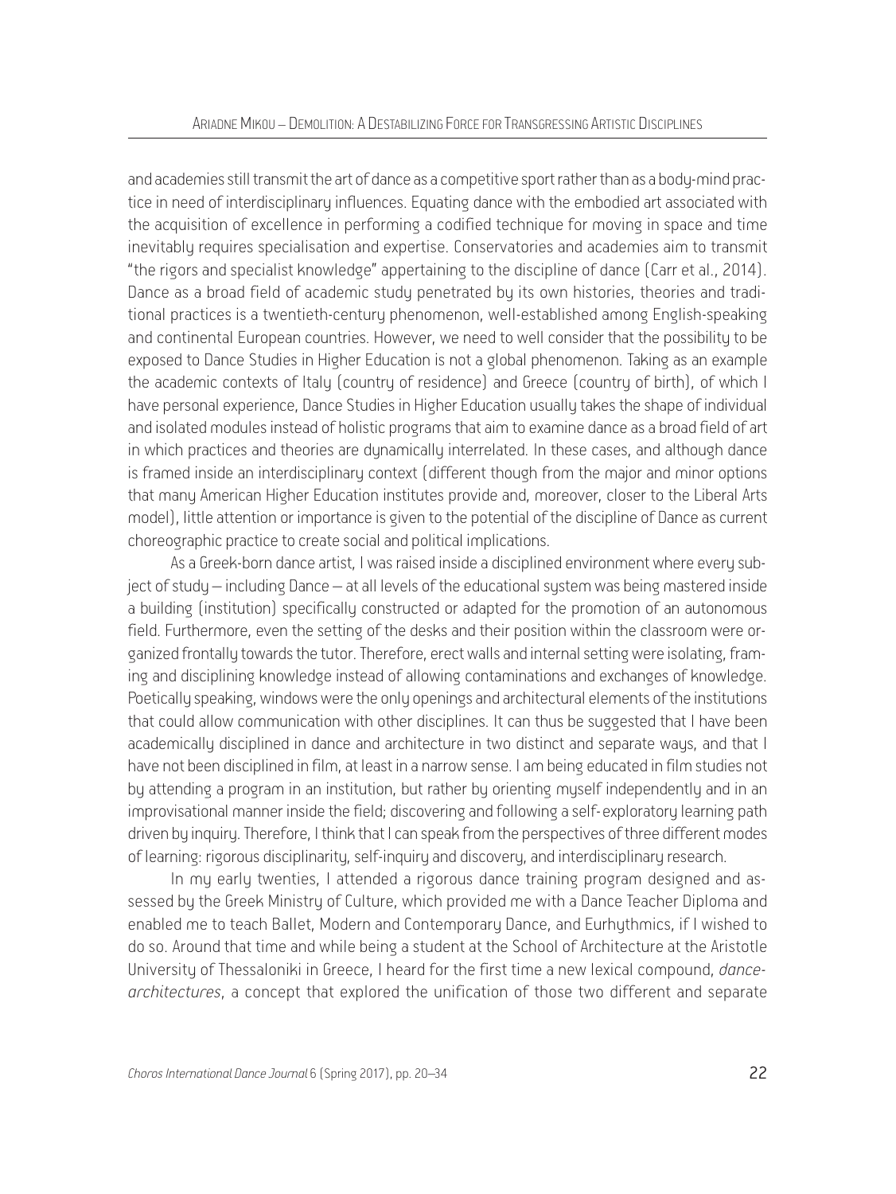and academies still transmit the art of dance as a competitive sport rather than as a body-mind practice in need of interdisciplinary influences. Equating dance with the embodied art associated with the acquisition of excellence in performing a codified technique for moving in space and time inevitably requires specialisation and expertise. Conservatories and academies aim to transmit "the rigors and specialist knowledge" appertaining to the discipline of dance (Carr et al., 2014). Dance as a broad field of academic study penetrated by its own histories, theories and traditional practices is a twentieth-century phenomenon, well-established among English-speaking and continental European countries. However, we need to well consider that the possibility to be exposed to Dance Studies in Higher Education is not a global phenomenon. Taking as an example the academic contexts of Italy (country of residence) and Greece (country of birth), of which I have personal experience, Dance Studies in Higher Education usually takes the shape of individual and isolated modules instead of holistic programs that aim to examine dance as a broad field of art in which practices and theories are dynamically interrelated. In these cases, and although dance is framed inside an interdisciplinary context (different though from the major and minor options that many American Higher Education institutes provide and, moreover, closer to the Liberal Arts model), little attention or importance is given to the potential of the discipline of Dance as current choreographic practice to create social and political implications.

As a Greek-born dance artist, I was raised inside a disciplined environment where every subject of study – including Dance – at all levels of the educational system was being mastered inside a building (institution) specifically constructed or adapted for the promotion of an autonomous field. Furthermore, even the setting of the desks and their position within the classroom were organized frontally towards the tutor. Therefore, erect walls and internal setting were isolating, framing and disciplining knowledge instead of allowing contaminations and exchanges of knowledge. Poetically speaking, windows were the only openings and architectural elements of the institutions that could allow communication with other disciplines. It can thus be suggested that I have been academically disciplined in dance and architecture in two distinct and separate ways, and that I have not been disciplined in film, at least in a narrow sense. I am being educated in film studies not by attending a program in an institution, but rather by orienting myself independently and in an improvisational manner inside the field; discovering and following a self-exploratory learning path driven by inquiry. Therefore, I think that I can speak from the perspectives of three different modes of learning: rigorous disciplinarity, self-inquiry and discovery, and interdisciplinary research.

In my early twenties, I attended a rigorous dance training program designed and assessed by the Greek Ministry of Culture, which provided me with a Dance Teacher Diploma and enabled me to teach Ballet, Modern and Contemporary Dance, and Eurhythmics, if I wished to do so. Around that time and while being a student at the School of Architecture at the Aristotle University of Thessaloniki in Greece, I heard for the first time a new lexical compound, *dance-architectures*, a concept that explored the unification of those two different and separate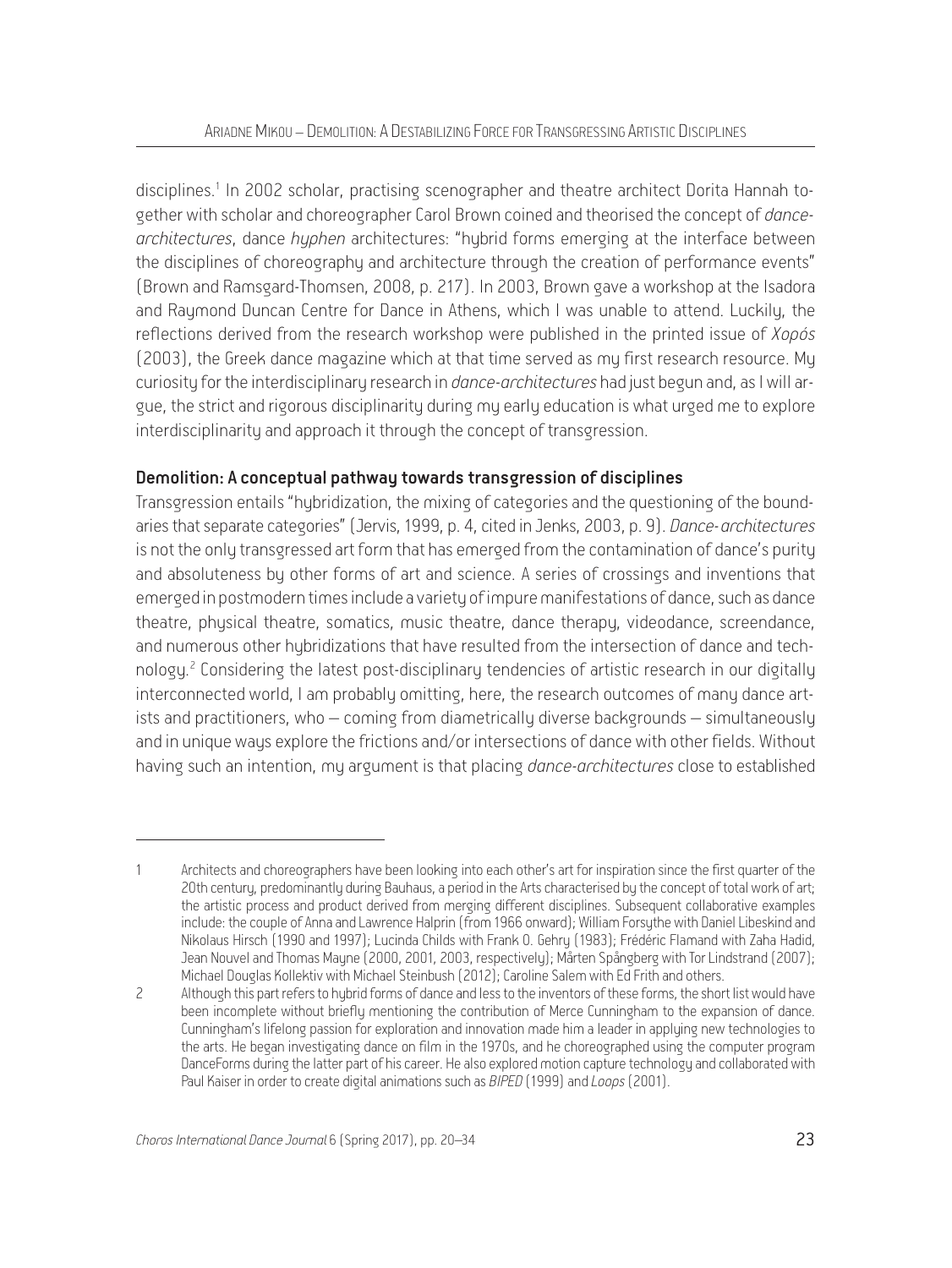disciplines.[1] In 2002 scholar, practising scenographer and theatre architect Dorita Hannah together with scholar and choreographer Carol Brown coined and theorised the concept of *dance-architectures*, dance *hyphen* architectures: "hybrid forms emerging at the interface between the disciplines of choreography and architecture through the creation of performance events" (Brown and Ramsgard-Thomsen, 2008, p. 217). In 2003, Brown gave a workshop at the Isadora and Raymond Duncan Centre for Dance in Athens, which I was unable to attend. Luckily, the reflections derived from the research workshop were published in the printed issue of *Χορός* (2003), the Greek dance magazine which at that time served as my first research resource. My curiosity for the interdisciplinary research in *dance-architectures* had just begun and, as I will argue, the strict and rigorous disciplinarity during my early education is what urged me to explore interdisciplinarity and approach it through the concept of transgression.

**Demolition: A conceptual pathway towards transgression of disciplines**

Transgression entails "hybridization, the mixing of categories and the questioning of the boundaries that separate categories" (Jervis, 1999, p. 4, cited in Jenks, 2003, p. 9). *Dance-architectures* is not the only transgressed art form that has emerged from the contamination of dance's purity and absoluteness by other forms of art and science. A series of crossings and inventions that emerged in postmodern times include a variety of impure manifestations of dance, such as dance theatre, physical theatre, somatics, music theatre, dance therapy, videodance, screendance, and numerous other hybridizations that have resulted from the intersection of dance and technology.[2] Considering the latest post-disciplinary tendencies of artistic research in our digitally interconnected world, I am probably omitting, here, the research outcomes of many dance artists and practitioners, who – coming from diametrically diverse backgrounds – simultaneously and in unique ways explore the frictions and/or intersections of dance with other fields. Without having such an intention, my argument is that placing *dance-architectures* close to established

---

1 Architects and choreographers have been looking into each other's art for inspiration since the first quarter of the 20th century, predominantly during Bauhaus, a period in the Arts characterised by the concept of total work of art; the artistic process and product derived from merging different disciplines. Subsequent collaborative examples include: the couple of Anna and Lawrence Halprin (from 1966 onward); William Forsythe with Daniel Libeskind and Nikolaus Hirsch (1990 and 1997); Lucinda Childs with Frank O. Gehry (1983); Frédéric Flamand with Zaha Hadid, Jean Nouvel and Thomas Mayne (2000, 2001, 2003, respectively); Mårten Spångberg with Tor Lindstrand (2007); Michael Douglas Kollektiv with Michael Steinbush (2012); Caroline Salem with Ed Frith and others.

2 Although this part refers to hybrid forms of dance and less to the inventors of these forms, the short list would have been incomplete without briefly mentioning the contribution of Merce Cunningham to the expansion of dance. Cunningham's lifelong passion for exploration and innovation made him a leader in applying new technologies to the arts. He began investigating dance on film in the 1970s, and he choreographed using the computer program DanceForms during the latter part of his career. He also explored motion capture technology and collaborated with Paul Kaiser in order to create digital animations such as *BIPED* (1999) and *Loops* (2001).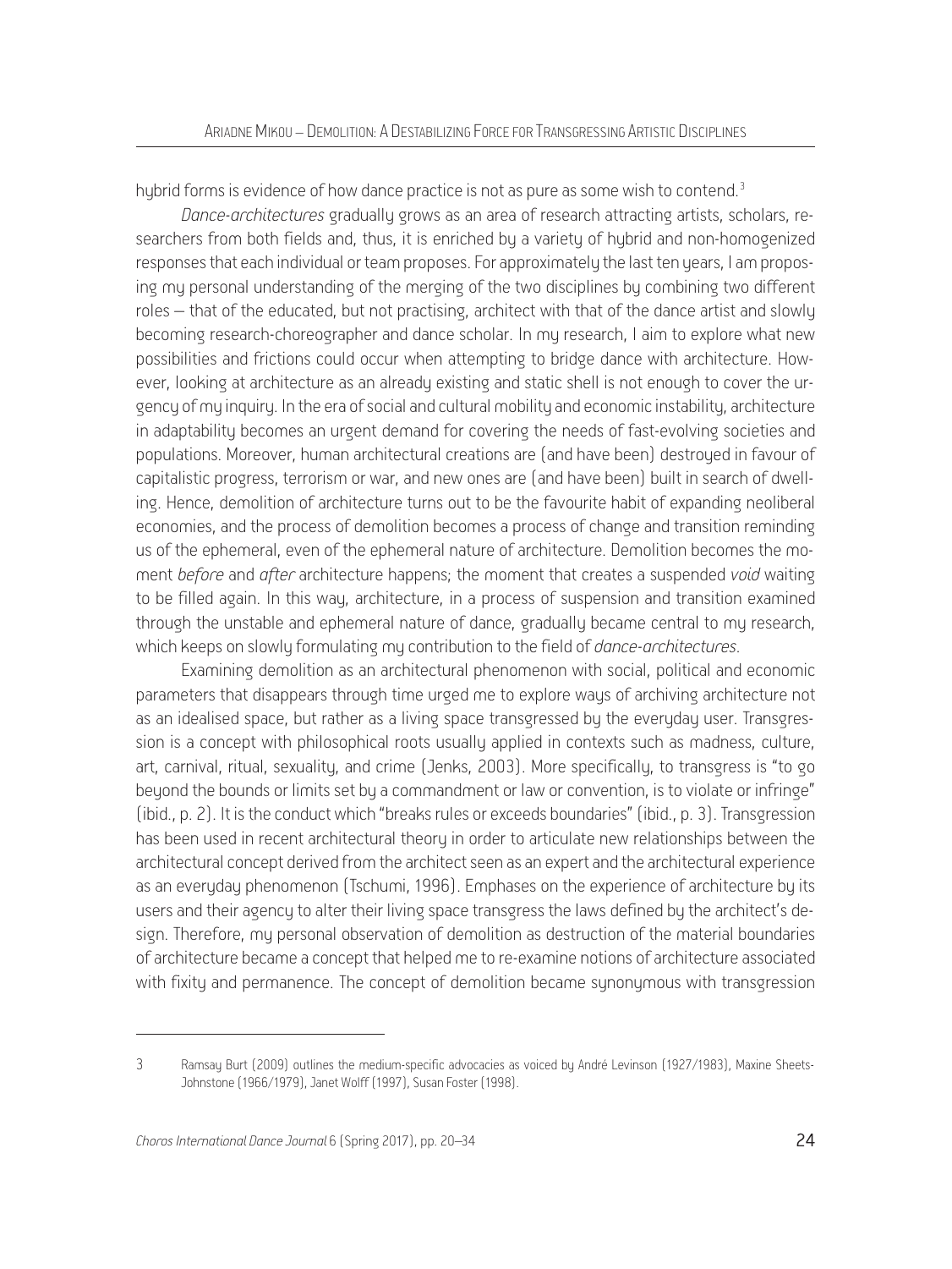hybrid forms is evidence of how dance practice is not as pure as some wish to contend.[3]

*Dance-architectures* gradually grows as an area of research attracting artists, scholars, researchers from both fields and, thus, it is enriched by a variety of hybrid and non-homogenized responses that each individual or team proposes. For approximately the last ten years, I am proposing my personal understanding of the merging of the two disciplines by combining two different roles – that of the educated, but not practising, architect with that of the dance artist and slowly becoming research-choreographer and dance scholar. In my research, I aim to explore what new possibilities and frictions could occur when attempting to bridge dance with architecture. However, looking at architecture as an already existing and static shell is not enough to cover the urgency of my inquiry. In the era of social and cultural mobility and economic instability, architecture in adaptability becomes an urgent demand for covering the needs of fast-evolving societies and populations. Moreover, human architectural creations are (and have been) destroyed in favour of capitalistic progress, terrorism or war, and new ones are (and have been) built in search of dwelling. Hence, demolition of architecture turns out to be the favourite habit of expanding neoliberal economies, and the process of demolition becomes a process of change and transition reminding us of the ephemeral, even of the ephemeral nature of architecture. Demolition becomes the moment *before* and *after* architecture happens; the moment that creates a suspended *void* waiting to be filled again. In this way, architecture, in a process of suspension and transition examined through the unstable and ephemeral nature of dance, gradually became central to my research, which keeps on slowly formulating my contribution to the field of *dance-architectures*.

Examining demolition as an architectural phenomenon with social, political and economic parameters that disappears through time urged me to explore ways of archiving architecture not as an idealised space, but rather as a living space transgressed by the everyday user. Transgression is a concept with philosophical roots usually applied in contexts such as madness, culture, art, carnival, ritual, sexuality, and crime (Jenks, 2003). More specifically, to transgress is "to go beyond the bounds or limits set by a commandment or law or convention, is to violate or infringe" (ibid., p. 2). It is the conduct which "breaks rules or exceeds boundaries" (ibid., p. 3). Transgression has been used in recent architectural theory in order to articulate new relationships between the architectural concept derived from the architect seen as an expert and the architectural experience as an everyday phenomenon (Tschumi, 1996). Emphases on the experience of architecture by its users and their agency to alter their living space transgress the laws defined by the architect's design. Therefore, my personal observation of demolition as destruction of the material boundaries of architecture became a concept that helped me to re-examine notions of architecture associated with fixity and permanence. The concept of demolition became synonymous with transgression

---

3 Ramsay Burt (2009) outlines the medium-specific advocacies as voiced by André Levinson (1927/1983), Maxine Sheets-Johnstone (1966/1979), Janet Wolff (1997), Susan Foster (1998).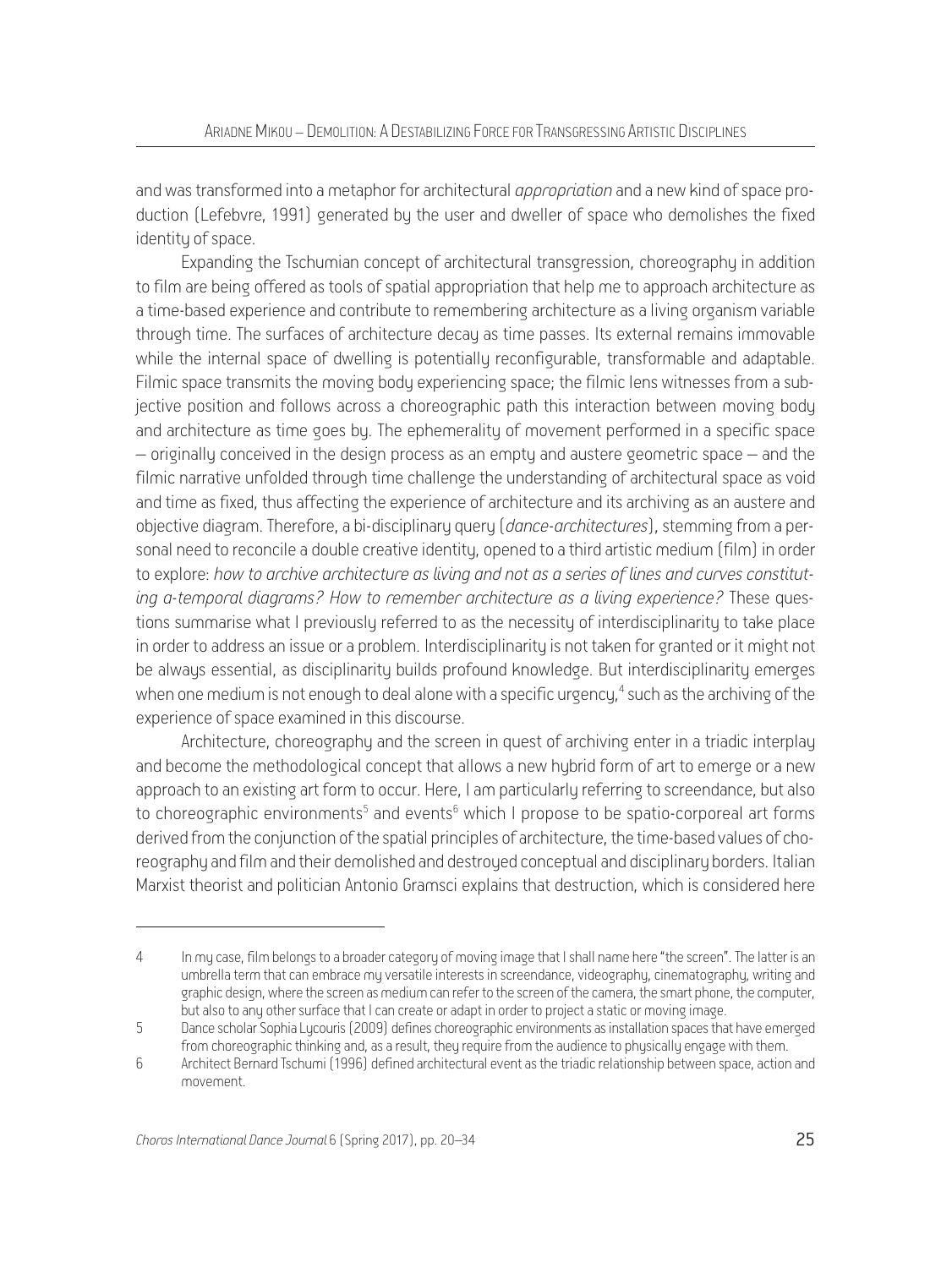and was transformed into a metaphor for architectural *appropriation* and a new kind of space production (Lefebvre, 1991) generated by the user and dweller of space who demolishes the fixed identity of space.

Expanding the Tschumian concept of architectural transgression, choreography in addition to film are being offered as tools of spatial appropriation that help me to approach architecture as a time-based experience and contribute to remembering architecture as a living organism variable through time. The surfaces of architecture decay as time passes. Its external remains immovable while the internal space of dwelling is potentially reconfigurable, transformable and adaptable. Filmic space transmits the moving body experiencing space; the filmic lens witnesses from a subjective position and follows across a choreographic path this interaction between moving body and architecture as time goes by. The ephemerality of movement performed in a specific space – originally conceived in the design process as an empty and austere geometric space – and the filmic narrative unfolded through time challenge the understanding of architectural space as void and time as fixed, thus affecting the experience of architecture and its archiving as an austere and objective diagram. Therefore, a bi-disciplinary query (*dance-architectures*), stemming from a personal need to reconcile a double creative identity, opened to a third artistic medium (film) in order to explore: *how to archive architecture as living and not as a series of lines and curves constituting a-temporal diagrams? How to remember architecture as a living experience?* These questions summarise what I previously referred to as the necessity of interdisciplinarity to take place in order to address an issue or a problem. Interdisciplinarity is not taken for granted or it might not be always essential, as disciplinarity builds profound knowledge. But interdisciplinarity emerges when one medium is not enough to deal alone with a specific urgency,[4] such as the archiving of the experience of space examined in this discourse.

Architecture, choreography and the screen in quest of archiving enter in a triadic interplay and become the methodological concept that allows a new hybrid form of art to emerge or a new approach to an existing art form to occur. Here, I am particularly referring to screendance, but also to choreographic environments[5] and events[6] which I propose to be spatio-corporeal art forms derived from the conjunction of the spatial principles of architecture, the time-based values of choreography and film and their demolished and destroyed conceptual and disciplinary borders. Italian Marxist theorist and politician Antonio Gramsci explains that destruction, which is considered here

---

4 In my case, film belongs to a broader category of moving image that I shall name here "the screen". The latter is an umbrella term that can embrace my versatile interests in screendance, videography, cinematography, writing and graphic design, where the screen as medium can refer to the screen of the camera, the smart phone, the computer, but also to any other surface that I can create or adapt in order to project a static or moving image.

5 Dance scholar Sophia Lycouris (2009) defines choreographic environments as installation spaces that have emerged from choreographic thinking and, as a result, they require from the audience to physically engage with them.

6 Architect Bernard Tschumi (1996) defined architectural event as the triadic relationship between space, action and movement.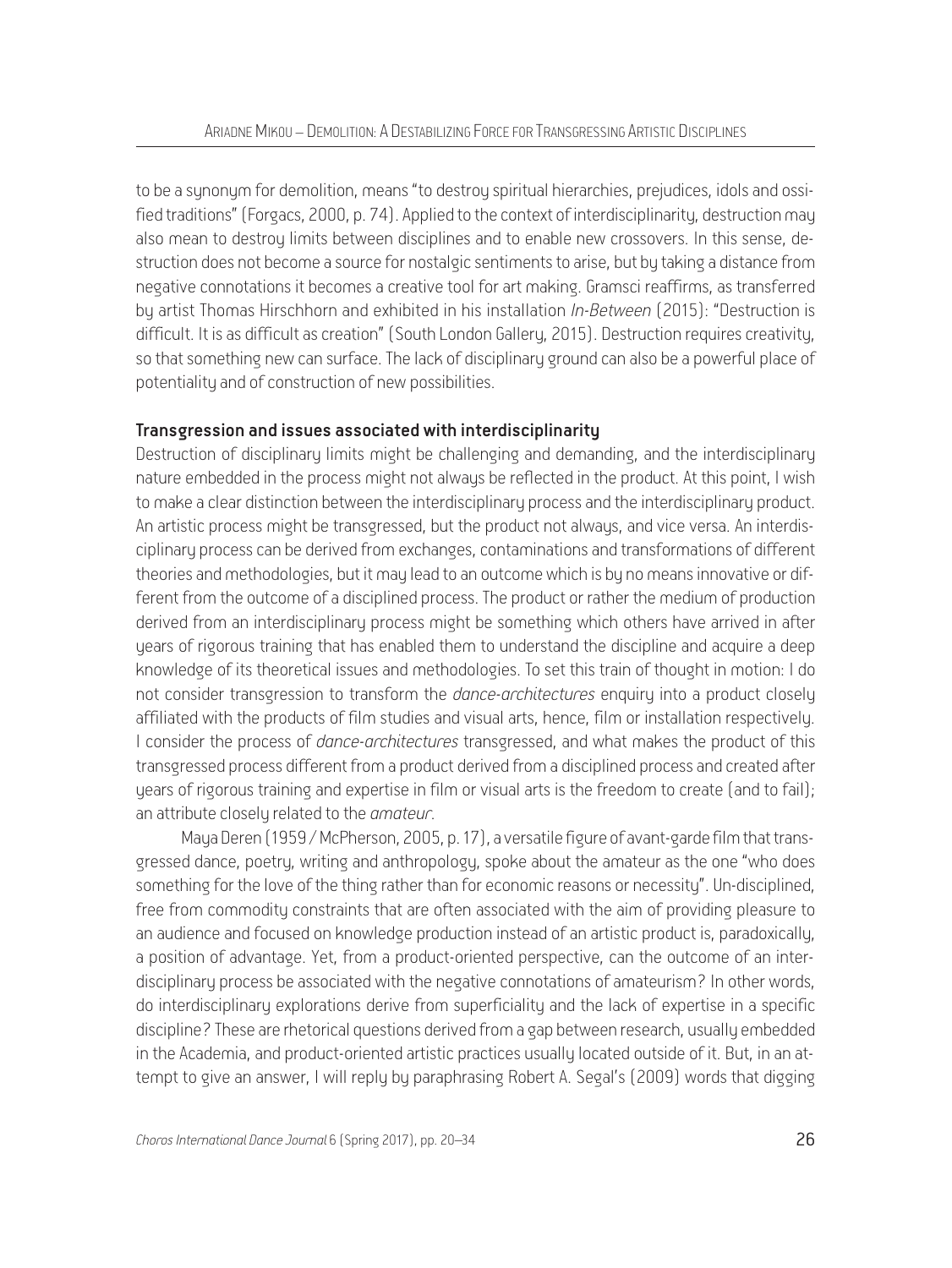to be a synonym for demolition, means "to destroy spiritual hierarchies, prejudices, idols and ossified traditions" (Forgacs, 2000, p. 74). Applied to the context of interdisciplinarity, destruction may also mean to destroy limits between disciplines and to enable new crossovers. In this sense, destruction does not become a source for nostalgic sentiments to arise, but by taking a distance from negative connotations it becomes a creative tool for art making. Gramsci reaffirms, as transferred by artist Thomas Hirschhorn and exhibited in his installation *In-Between* (2015): "Destruction is difficult. It is as difficult as creation" (South London Gallery, 2015). Destruction requires creativity, so that something new can surface. The lack of disciplinary ground can also be a powerful place of potentiality and of construction of new possibilities.

**Transgression and issues associated with interdisciplinarity**

Destruction of disciplinary limits might be challenging and demanding, and the interdisciplinary nature embedded in the process might not always be reflected in the product. At this point, I wish to make a clear distinction between the interdisciplinary process and the interdisciplinary product. An artistic process might be transgressed, but the product not always, and vice versa. An interdisciplinary process can be derived from exchanges, contaminations and transformations of different theories and methodologies, but it may lead to an outcome which is by no means innovative or different from the outcome of a disciplined process. The product or rather the medium of production derived from an interdisciplinary process might be something which others have arrived in after years of rigorous training that has enabled them to understand the discipline and acquire a deep knowledge of its theoretical issues and methodologies. To set this train of thought in motion: I do not consider transgression to transform the *dance-architectures* enquiry into a product closely affiliated with the products of film studies and visual arts, hence, film or installation respectively. I consider the process of *dance-architectures* transgressed, and what makes the product of this transgressed process different from a product derived from a disciplined process and created after years of rigorous training and expertise in film or visual arts is the freedom to create (and to fail); an attribute closely related to the *amateur*.

Maya Deren (1959 / McPherson, 2005, p. 17), a versatile figure of avant-garde film that transgressed dance, poetry, writing and anthropology, spoke about the amateur as the one "who does something for the love of the thing rather than for economic reasons or necessity". Un-disciplined, free from commodity constraints that are often associated with the aim of providing pleasure to an audience and focused on knowledge production instead of an artistic product is, paradoxically, a position of advantage. Yet, from a product-oriented perspective, can the outcome of an interdisciplinary process be associated with the negative connotations of amateurism? In other words, do interdisciplinary explorations derive from superficiality and the lack of expertise in a specific discipline? These are rhetorical questions derived from a gap between research, usually embedded in the Academia, and product-oriented artistic practices usually located outside of it. But, in an attempt to give an answer, I will reply by paraphrasing Robert A. Segal's (2009) words that digging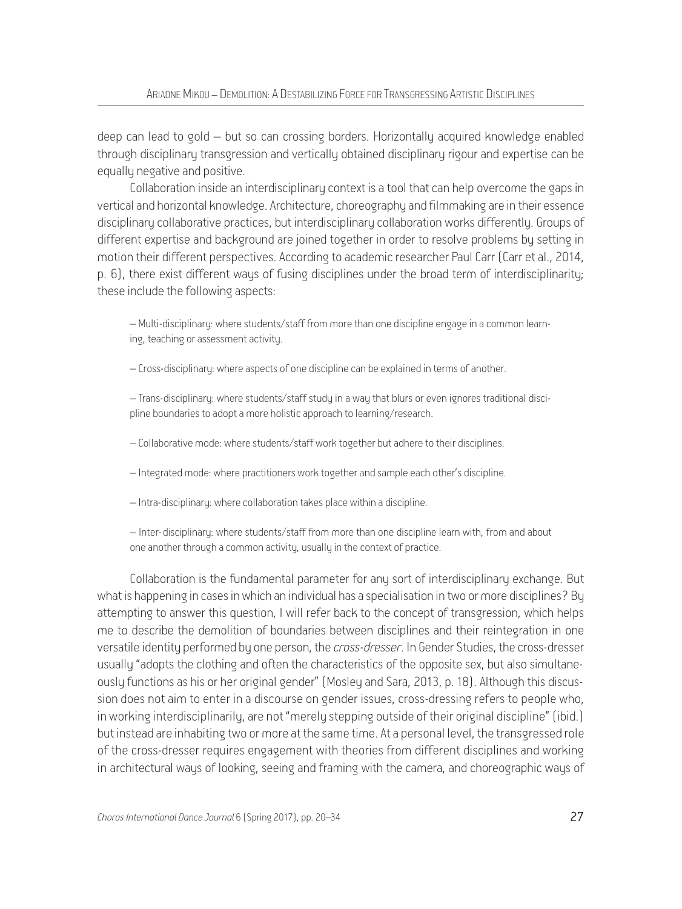deep can lead to gold — but so can crossing borders. Horizontally acquired knowledge enabled through disciplinary transgression and vertically obtained disciplinary rigour and expertise can be equally negative and positive.

Collaboration inside an interdisciplinary context is a tool that can help overcome the gaps in vertical and horizontal knowledge. Architecture, choreography and filmmaking are in their essence disciplinary collaborative practices, but interdisciplinary collaboration works differently. Groups of different expertise and background are joined together in order to resolve problems by setting in motion their different perspectives. According to academic researcher Paul Carr (Carr et al., 2014, p. 6), there exist different ways of fusing disciplines under the broad term of interdisciplinarity; these include the following aspects:

> — Multi-disciplinary: where students/staff from more than one discipline engage in a common learning, teaching or assessment activity.
>
> — Cross-disciplinary: where aspects of one discipline can be explained in terms of another.
>
> — Trans-disciplinary: where students/staff study in a way that blurs or even ignores traditional discipline boundaries to adopt a more holistic approach to learning/research.
>
> — Collaborative mode: where students/staff work together but adhere to their disciplines.
>
> — Integrated mode: where practitioners work together and sample each other's discipline.
>
> — Intra-disciplinary: where collaboration takes place within a discipline.
>
> — Inter-disciplinary: where students/staff from more than one discipline learn with, from and about one another through a common activity, usually in the context of practice.

Collaboration is the fundamental parameter for any sort of interdisciplinary exchange. But what is happening in cases in which an individual has a specialisation in two or more disciplines? By attempting to answer this question, I will refer back to the concept of transgression, which helps me to describe the demolition of boundaries between disciplines and their reintegration in one versatile identity performed by one person, the *cross-dresser*. In Gender Studies, the cross-dresser usually "adopts the clothing and often the characteristics of the opposite sex, but also simultaneously functions as his or her original gender" (Mosley and Sara, 2013, p. 18). Although this discussion does not aim to enter in a discourse on gender issues, cross-dressing refers to people who, in working interdisciplinarily, are not "merely stepping outside of their original discipline" (ibid.) but instead are inhabiting two or more at the same time. At a personal level, the transgressed role of the cross-dresser requires engagement with theories from different disciplines and working in architectural ways of looking, seeing and framing with the camera, and choreographic ways of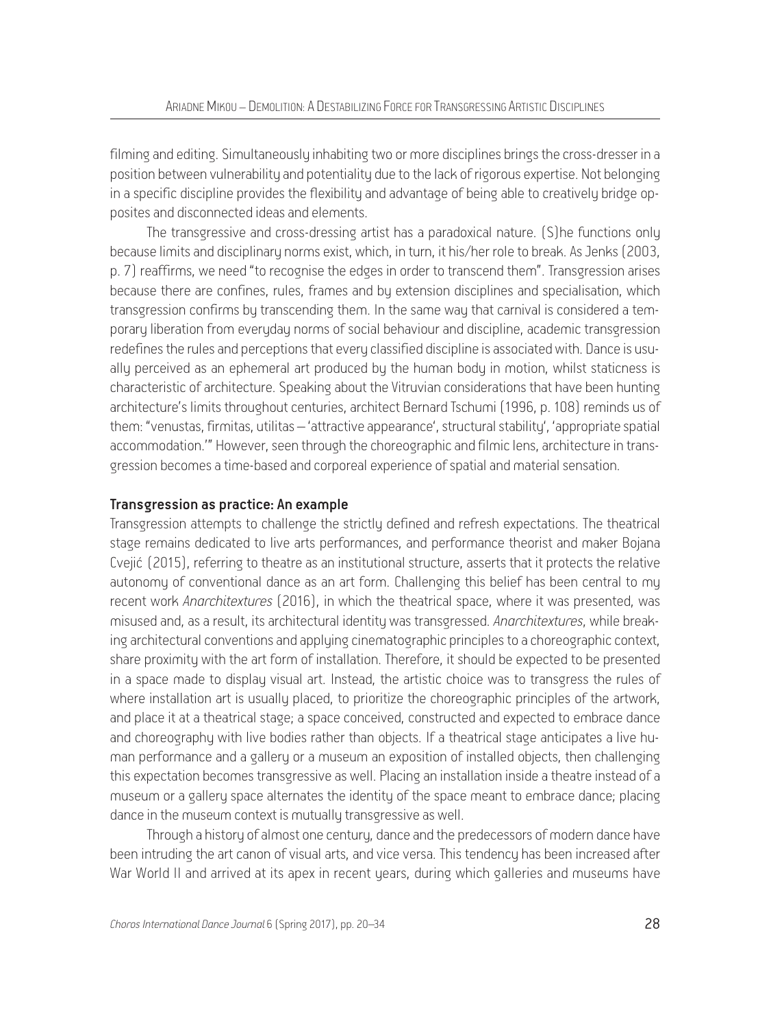filming and editing. Simultaneously inhabiting two or more disciplines brings the cross-dresser in a position between vulnerability and potentiality due to the lack of rigorous expertise. Not belonging in a specific discipline provides the flexibility and advantage of being able to creatively bridge opposites and disconnected ideas and elements.

The transgressive and cross-dressing artist has a paradoxical nature. (S)he functions only because limits and disciplinary norms exist, which, in turn, it his/her role to break. As Jenks (2003, p. 7) reaffirms, we need "to recognise the edges in order to transcend them". Transgression arises because there are confines, rules, frames and by extension disciplines and specialisation, which transgression confirms by transcending them. In the same way that carnival is considered a temporary liberation from everyday norms of social behaviour and discipline, academic transgression redefines the rules and perceptions that every classified discipline is associated with. Dance is usually perceived as an ephemeral art produced by the human body in motion, whilst staticness is characteristic of architecture. Speaking about the Vitruvian considerations that have been hunting architecture's limits throughout centuries, architect Bernard Tschumi (1996, p. 108) reminds us of them: "venustas, firmitas, utilitas – 'attractive appearance', structural stability', 'appropriate spatial accommodation.'" However, seen through the choreographic and filmic lens, architecture in transgression becomes a time-based and corporeal experience of spatial and material sensation.

### Transgression as practice: An example

Transgression attempts to challenge the strictly defined and refresh expectations. The theatrical stage remains dedicated to live arts performances, and performance theorist and maker Bojana Cvejić (2015), referring to theatre as an institutional structure, asserts that it protects the relative autonomy of conventional dance as an art form. Challenging this belief has been central to my recent work *Anarchitextures* (2016), in which the theatrical space, where it was presented, was misused and, as a result, its architectural identity was transgressed. *Anarchitextures*, while breaking architectural conventions and applying cinematographic principles to a choreographic context, share proximity with the art form of installation. Therefore, it should be expected to be presented in a space made to display visual art. Instead, the artistic choice was to transgress the rules of where installation art is usually placed, to prioritize the choreographic principles of the artwork, and place it at a theatrical stage; a space conceived, constructed and expected to embrace dance and choreography with live bodies rather than objects. If a theatrical stage anticipates a live human performance and a gallery or a museum an exposition of installed objects, then challenging this expectation becomes transgressive as well. Placing an installation inside a theatre instead of a museum or a gallery space alternates the identity of the space meant to embrace dance; placing dance in the museum context is mutually transgressive as well.

Through a history of almost one century, dance and the predecessors of modern dance have been intruding the art canon of visual arts, and vice versa. This tendency has been increased after War World II and arrived at its apex in recent years, during which galleries and museums have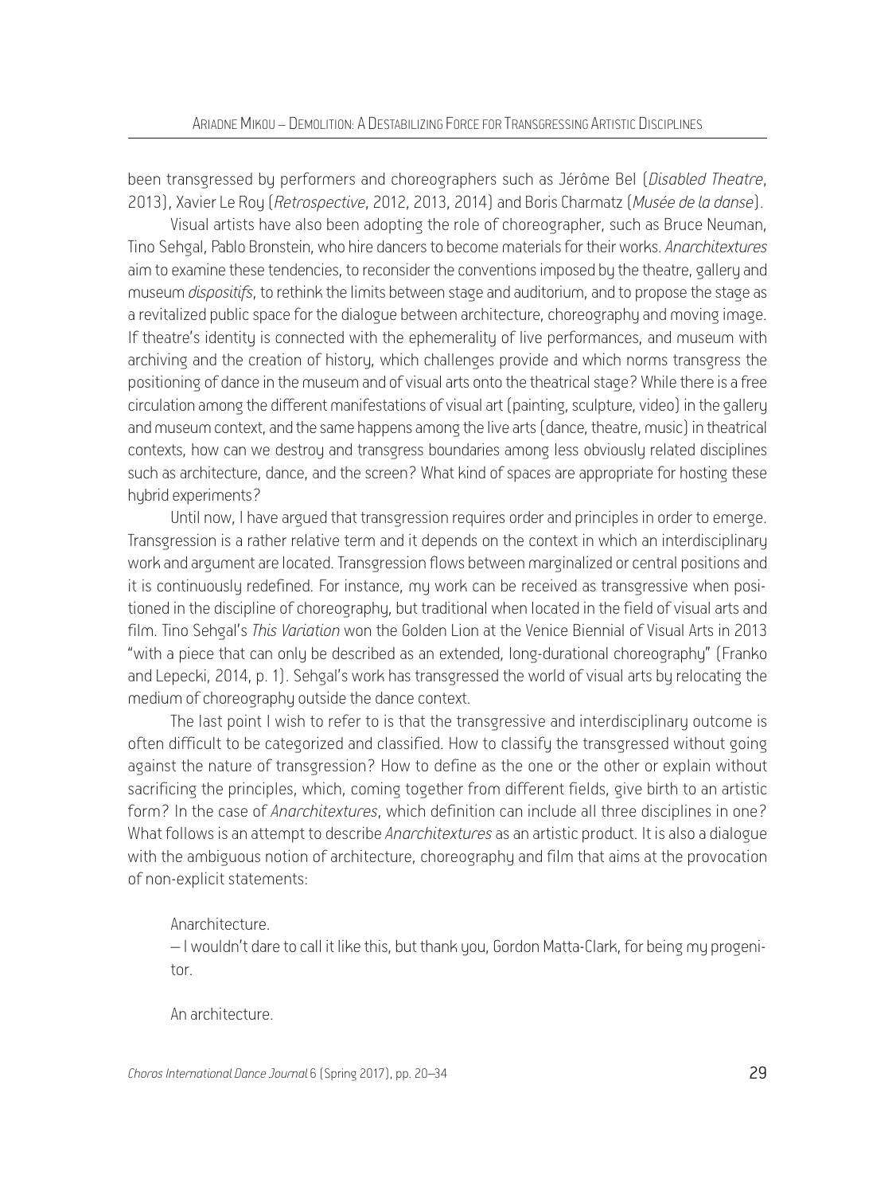been transgressed by performers and choreographers such as Jérôme Bel (*Disabled Theatre*, 2013), Xavier Le Roy (*Retrospective*, 2012, 2013, 2014) and Boris Charmatz (*Musée de la danse*).

Visual artists have also been adopting the role of choreographer, such as Bruce Neuman, Tino Sehgal, Pablo Bronstein, who hire dancers to become materials for their works. *Anarchitextures* aim to examine these tendencies, to reconsider the conventions imposed by the theatre, gallery and museum *dispositifs*, to rethink the limits between stage and auditorium, and to propose the stage as a revitalized public space for the dialogue between architecture, choreography and moving image. If theatre's identity is connected with the ephemerality of live performances, and museum with archiving and the creation of history, which challenges provide and which norms transgress the positioning of dance in the museum and of visual arts onto the theatrical stage? While there is a free circulation among the different manifestations of visual art (painting, sculpture, video) in the gallery and museum context, and the same happens among the live arts (dance, theatre, music) in theatrical contexts, how can we destroy and transgress boundaries among less obviously related disciplines such as architecture, dance, and the screen? What kind of spaces are appropriate for hosting these hybrid experiments?

Until now, I have argued that transgression requires order and principles in order to emerge. Transgression is a rather relative term and it depends on the context in which an interdisciplinary work and argument are located. Transgression flows between marginalized or central positions and it is continuously redefined. For instance, my work can be received as transgressive when positioned in the discipline of choreography, but traditional when located in the field of visual arts and film. Tino Sehgal's *This Variation* won the Golden Lion at the Venice Biennial of Visual Arts in 2013 "with a piece that can only be described as an extended, long-durational choreography" (Franko and Lepecki, 2014, p. 1). Sehgal's work has transgressed the world of visual arts by relocating the medium of choreography outside the dance context.

The last point I wish to refer to is that the transgressive and interdisciplinary outcome is often difficult to be categorized and classified. How to classify the transgressed without going against the nature of transgression? How to define as the one or the other or explain without sacrificing the principles, which, coming together from different fields, give birth to an artistic form? In the case of *Anarchitextures*, which definition can include all three disciplines in one? What follows is an attempt to describe *Anarchitextures* as an artistic product. It is also a dialogue with the ambiguous notion of architecture, choreography and film that aims at the provocation of non-explicit statements:

> Anarchitecture.
>
> – I wouldn't dare to call it like this, but thank you, Gordon Matta-Clark, for being my progenitor.
>
> An architecture.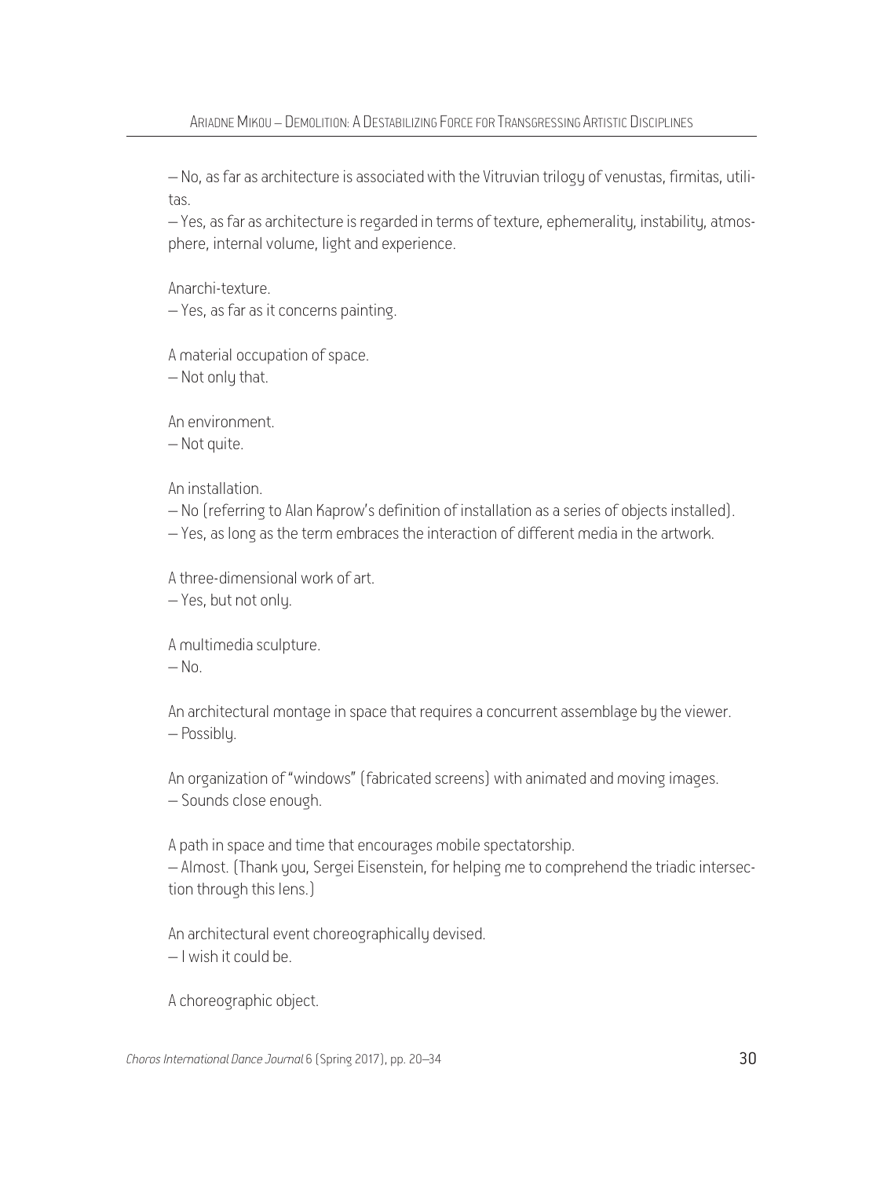– No, as far as architecture is associated with the Vitruvian trilogy of venustas, firmitas, utilitas.

– Yes, as far as architecture is regarded in terms of texture, ephemerality, instability, atmosphere, internal volume, light and experience.

Anarchi-texture.

– Yes, as far as it concerns painting.

A material occupation of space.

– Not only that.

An environment.

– Not quite.

An installation.

– No (referring to Alan Kaprow's definition of installation as a series of objects installed).

– Yes, as long as the term embraces the interaction of different media in the artwork.

A three-dimensional work of art.

– Yes, but not only.

A multimedia sculpture.

– No.

An architectural montage in space that requires a concurrent assemblage by the viewer.

– Possibly.

An organization of "windows" (fabricated screens) with animated and moving images.

– Sounds close enough.

A path in space and time that encourages mobile spectatorship.

– Almost. (Thank you, Sergei Eisenstein, for helping me to comprehend the triadic intersection through this lens.)

An architectural event choreographically devised.

– I wish it could be.

A choreographic object.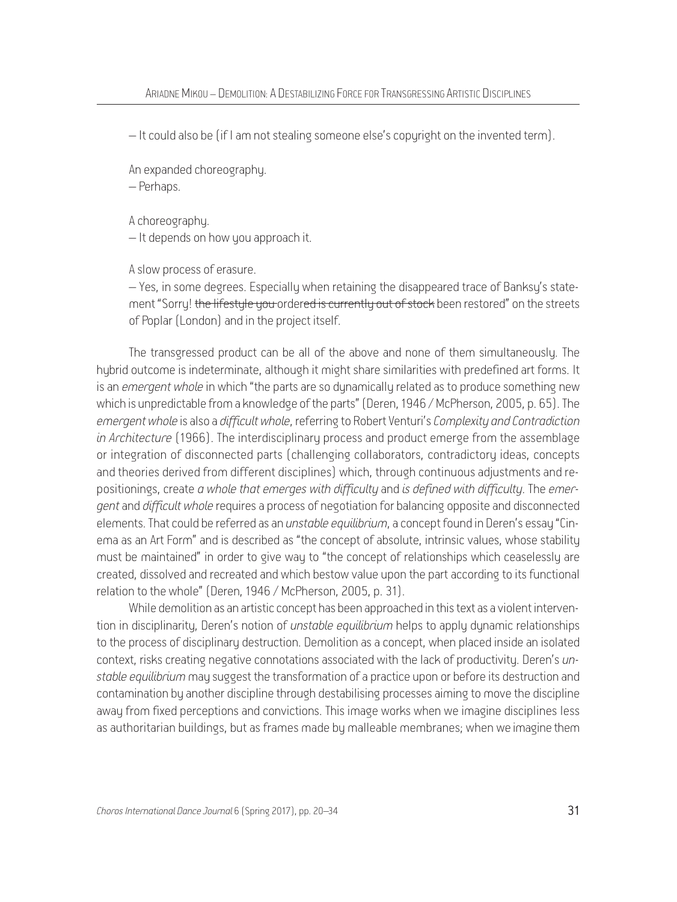– It could also be (if I am not stealing someone else's copyright on the invented term).

An expanded choreography.
– Perhaps.

A choreography.
– It depends on how you approach it.

A slow process of erasure.
– Yes, in some degrees. Especially when retaining the disappeared trace of Banksy's statement "Sorry! ~~the lifestyle you~~ order~~ed is currently out of stock~~ been restored" on the streets of Poplar (London) and in the project itself.

The transgressed product can be all of the above and none of them simultaneously. The hybrid outcome is indeterminate, although it might share similarities with predefined art forms. It is an *emergent whole* in which "the parts are so dynamically related as to produce something new which is unpredictable from a knowledge of the parts" (Deren, 1946 / McPherson, 2005, p. 65). The *emergent whole* is also a *difficult whole*, referring to Robert Venturi's *Complexity and Contradiction in Architecture* (1966). The interdisciplinary process and product emerge from the assemblage or integration of disconnected parts (challenging collaborators, contradictory ideas, concepts and theories derived from different disciplines) which, through continuous adjustments and re-positionings, create *a whole that emerges with difficulty* and *is defined with difficulty*. The *emergent* and *difficult whole* requires a process of negotiation for balancing opposite and disconnected elements. That could be referred as an *unstable equilibrium*, a concept found in Deren's essay "Cinema as an Art Form" and is described as "the concept of absolute, intrinsic values, whose stability must be maintained" in order to give way to "the concept of relationships which ceaselessly are created, dissolved and recreated and which bestow value upon the part according to its functional relation to the whole" (Deren, 1946 / McPherson, 2005, p. 31).

While demolition as an artistic concept has been approached in this text as a violent intervention in disciplinarity, Deren's notion of *unstable equilibrium* helps to apply dynamic relationships to the process of disciplinary destruction. Demolition as a concept, when placed inside an isolated context, risks creating negative connotations associated with the lack of productivity. Deren's *unstable equilibrium* may suggest the transformation of a practice upon or before its destruction and contamination by another discipline through destabilising processes aiming to move the discipline away from fixed perceptions and convictions. This image works when we imagine disciplines less as authoritarian buildings, but as frames made by malleable membranes; when we imagine them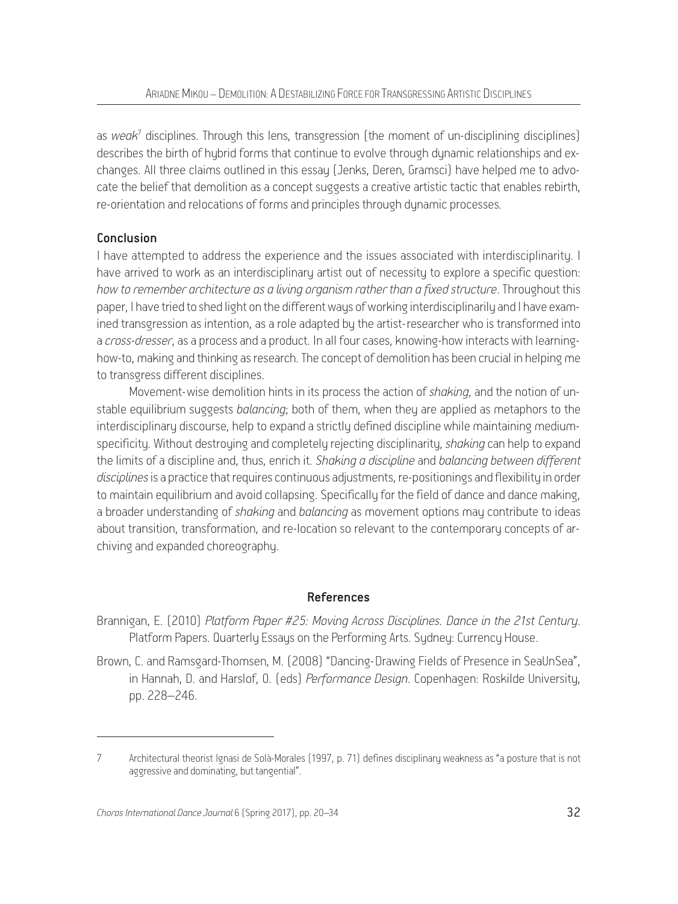as *weak*[7] disciplines. Through this lens, transgression (the moment of un-disciplining disciplines) describes the birth of hybrid forms that continue to evolve through dynamic relationships and exchanges. All three claims outlined in this essay (Jenks, Deren, Gramsci) have helped me to advocate the belief that demolition as a concept suggests a creative artistic tactic that enables rebirth, re-orientation and relocations of forms and principles through dynamic processes.

## Conclusion

I have attempted to address the experience and the issues associated with interdisciplinarity. I have arrived to work as an interdisciplinary artist out of necessity to explore a specific question: *how to remember architecture as a living organism rather than a fixed structure*. Throughout this paper, I have tried to shed light on the different ways of working interdisciplinarily and I have examined transgression as intention, as a role adapted by the artist-researcher who is transformed into a *cross-dresser*, as a process and a product. In all four cases, knowing-how interacts with learning-how-to, making and thinking as research. The concept of demolition has been crucial in helping me to transgress different disciplines.

Movement-wise demolition hints in its process the action of *shaking*, and the notion of unstable equilibrium suggests *balancing*; both of them, when they are applied as metaphors to the interdisciplinary discourse, help to expand a strictly defined discipline while maintaining medium-specificity. Without destroying and completely rejecting disciplinarity, *shaking* can help to expand the limits of a discipline and, thus, enrich it. *Shaking a discipline* and *balancing between different disciplines* is a practice that requires continuous adjustments, re-positionings and flexibility in order to maintain equilibrium and avoid collapsing. Specifically for the field of dance and dance making, a broader understanding of *shaking* and *balancing* as movement options may contribute to ideas about transition, transformation, and re-location so relevant to the contemporary concepts of archiving and expanded choreography.

## References

Brannigan, E. (2010) *Platform Paper #25: Moving Across Disciplines. Dance in the 21st Century*. Platform Papers. Quarterly Essays on the Performing Arts. Sydney: Currency House.

Brown, C. and Ramsgard-Thomsen, M. (2008) "Dancing-Drawing Fields of Presence in SeaUnSea", in Hannah, D. and Harslof, O. (eds) *Performance Design*. Copenhagen: Roskilde University, pp. 228–246.

---

[7] Architectural theorist Ignasi de Solà-Morales (1997, p. 71) defines disciplinary weakness as "a posture that is not aggressive and dominating, but tangential".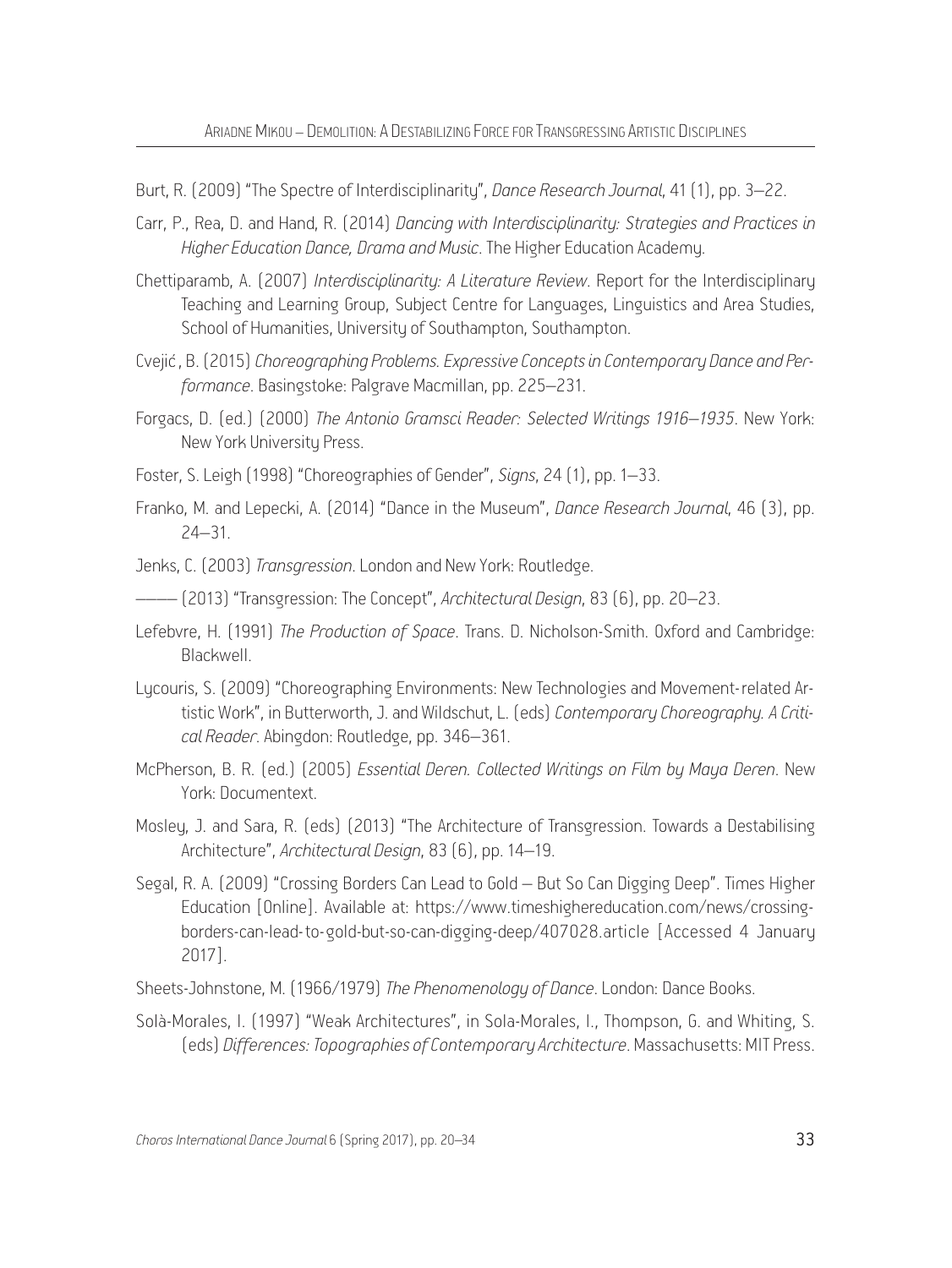Burt, R. (2009) "The Spectre of Interdisciplinarity", *Dance Research Journal*, 41 (1), pp. 3–22.

Carr, P., Rea, D. and Hand, R. (2014) *Dancing with Interdisciplinarity: Strategies and Practices in Higher Education Dance, Drama and Music*. The Higher Education Academy.

Chettiparamb, A. (2007) *Interdisciplinarity: A Literature Review*. Report for the Interdisciplinary Teaching and Learning Group, Subject Centre for Languages, Linguistics and Area Studies, School of Humanities, University of Southampton, Southampton.

Cvejić, B. (2015) *Choreographing Problems. Expressive Concepts in Contemporary Dance and Performance*. Basingstoke: Palgrave Macmillan, pp. 225–231.

Forgacs, D. (ed.) (2000) *The Antonio Gramsci Reader: Selected Writings 1916–1935*. New York: New York University Press.

Foster, S. Leigh (1998) "Choreographies of Gender", *Signs*, 24 (1), pp. 1–33.

Franko, M. and Lepecki, A. (2014) "Dance in the Museum", *Dance Research Journal*, 46 (3), pp. 24–31.

Jenks, C. (2003) *Transgression*. London and New York: Routledge.

——— (2013) "Transgression: The Concept", *Architectural Design*, 83 (6), pp. 20–23.

Lefebvre, H. (1991) *The Production of Space*. Trans. D. Nicholson-Smith. Oxford and Cambridge: Blackwell.

Lycouris, S. (2009) "Choreographing Environments: New Technologies and Movement-related Artistic Work", in Butterworth, J. and Wildschut, L. (eds) *Contemporary Choreography. A Critical Reader*. Abingdon: Routledge, pp. 346–361.

McPherson, B. R. (ed.) (2005) *Essential Deren. Collected Writings on Film by Maya Deren*. New York: Documentext.

Mosley, J. and Sara, R. (eds) (2013) "The Architecture of Transgression. Towards a Destabilising Architecture", *Architectural Design*, 83 (6), pp. 14–19.

Segal, R. A. (2009) "Crossing Borders Can Lead to Gold – But So Can Digging Deep". Times Higher Education [Online]. Available at: https://www.timeshighereducation.com/news/crossing-borders-can-lead-to-gold-but-so-can-digging-deep/407028.article [Accessed 4 January 2017].

Sheets-Johnstone, M. (1966/1979) *The Phenomenology of Dance*. London: Dance Books.

Solà-Morales, I. (1997) "Weak Architectures", in Sola-Morales, I., Thompson, G. and Whiting, S. (eds) *Differences: Topographies of Contemporary Architecture*. Massachusetts: MIT Press.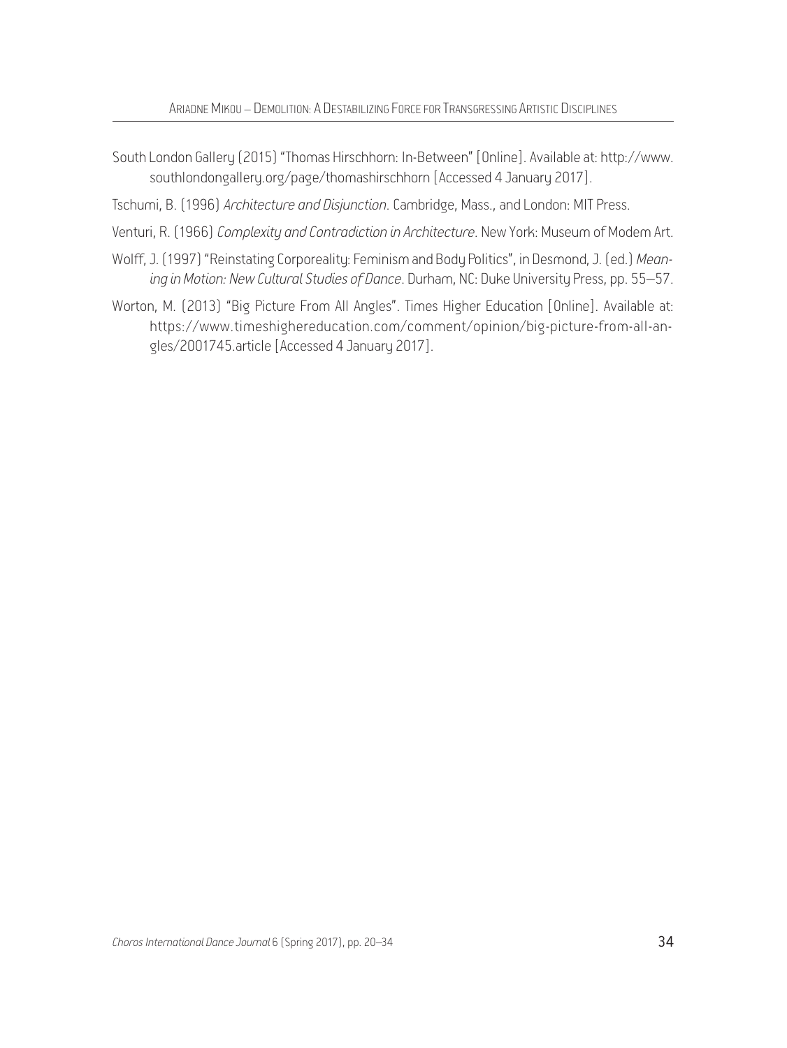South London Gallery (2015) "Thomas Hirschhorn: In-Between" [Online]. Available at: http://www.southlondongallery.org/page/thomashirschhorn [Accessed 4 January 2017].

Tschumi, B. (1996) *Architecture and Disjunction*. Cambridge, Mass., and London: MIT Press.

Venturi, R. (1966) *Complexity and Contradiction in Architecture*. New York: Museum of Modem Art.

Wolff, J. (1997) "Reinstating Corporeality: Feminism and Body Politics", in Desmond, J. (ed.) *Meaning in Motion: New Cultural Studies of Dance*. Durham, NC: Duke University Press, pp. 55–57.

Worton, M. (2013) "Big Picture From All Angles". Times Higher Education [Online]. Available at: https://www.timeshighereducation.com/comment/opinion/big-picture-from-all-angles/2001745.article [Accessed 4 January 2017].